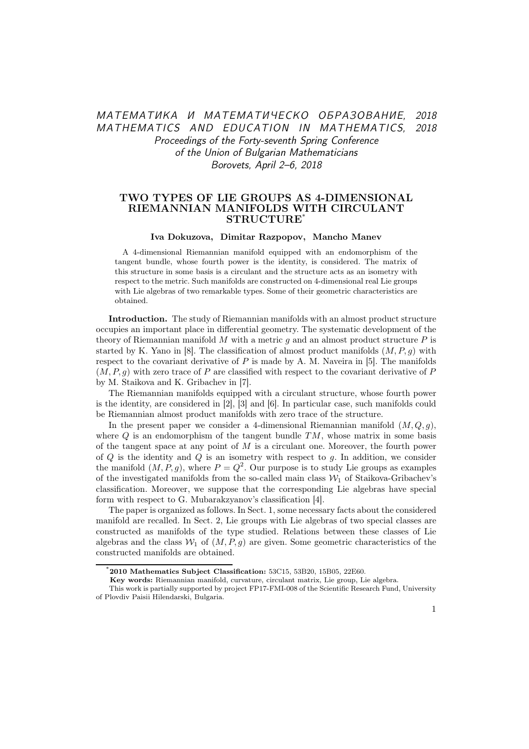МАТЕМАТИКА И МАТЕМАТИЧЕСКО ОБРАЗОВАНИЕ, 2018
MATHEMATICS AND EDUCATION IN MATHEMATICS, 2018
Proceedings of the Forty-seventh Spring Conference
of the Union of Bulgarian Mathematicians
Borovets, April 2–6, 2018

# TWO TYPES OF LIE GROUPS AS 4-DIMENSIONAL RIEMANNIAN MANIFOLDS WITH CIRCULANT STRUCTURE*

**Iva Dokuzova, Dimitar Razpopov, Mancho Manev**

A 4-dimensional Riemannian manifold equipped with an endomorphism of the tangent bundle, whose fourth power is the identity, is considered. The matrix of this structure in some basis is a circulant and the structure acts as an isometry with respect to the metric. Such manifolds are constructed on 4-dimensional real Lie groups with Lie algebras of two remarkable types. Some of their geometric characteristics are obtained.

**Introduction.** The study of Riemannian manifolds with an almost product structure occupies an important place in differential geometry. The systematic development of the theory of Riemannian manifold $M$ with a metric $g$ and an almost product structure $P$ is started by K. Yano in [8]. The classification of almost product manifolds $(M, P, g)$ with respect to the covariant derivative of $P$ is made by A. M. Naveira in [5]. The manifolds $(M, P, g)$ with zero trace of $P$ are classified with respect to the covariant derivative of $P$ by M. Staikova and K. Gribachev in [7].

The Riemannian manifolds equipped with a circulant structure, whose fourth power is the identity, are considered in [2], [3] and [6]. In particular case, such manifolds could be Riemannian almost product manifolds with zero trace of the structure.

In the present paper we consider a 4-dimensional Riemannian manifold $(M, Q, g)$, where $Q$ is an endomorphism of the tangent bundle $TM$, whose matrix in some basis of the tangent space at any point of $M$ is a circulant one. Moreover, the fourth power of $Q$ is the identity and $Q$ is an isometry with respect to $g$. In addition, we consider the manifold $(M, P, g)$, where $P = Q^2$. Our purpose is to study Lie groups as examples of the investigated manifolds from the so-called main class $\mathcal{W}_1$ of Staikova-Gribachev's classification. Moreover, we suppose that the corresponding Lie algebras have special form with respect to G. Mubarakzyanov's classification [4].

The paper is organized as follows. In Sect. 1, some necessary facts about the considered manifold are recalled. In Sect. 2, Lie groups with Lie algebras of two special classes are constructed as manifolds of the type studied. Relations between these classes of Lie algebras and the class $\mathcal{W}_1$ of $(M, P, g)$ are given. Some geometric characteristics of the constructed manifolds are obtained.

---

*[*] **2010 Mathematics Subject Classification:** 53C15, 53B20, 15B05, 22E60.*

**Key words:** Riemannian manifold, curvature, circulant matrix, Lie group, Lie algebra.

This work is partially supported by project FP17-FMI-008 of the Scientific Research Fund, University of Plovdiv Paisii Hilendarski, Bulgaria.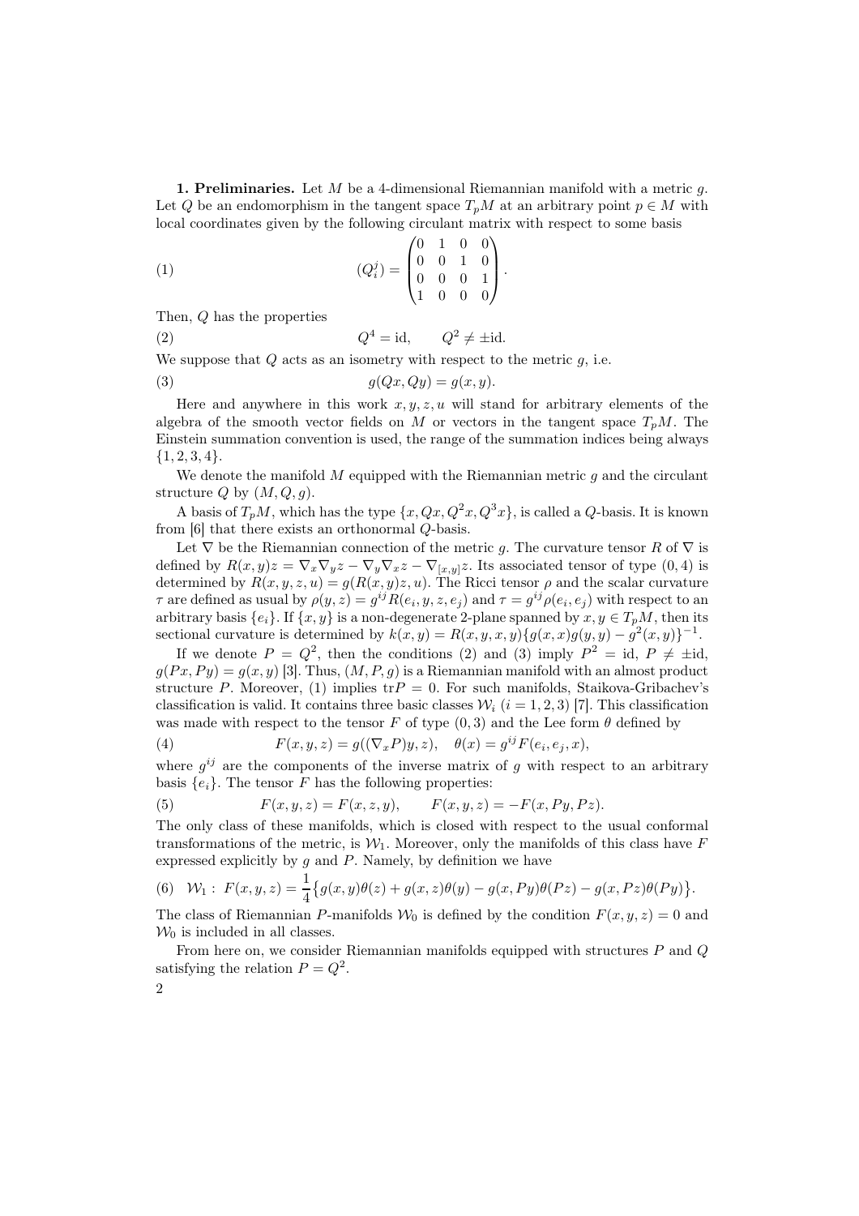**1. Preliminaries.** Let $M$ be a 4-dimensional Riemannian manifold with a metric $g$. Let $Q$ be an endomorphism in the tangent space $T_pM$ at an arbitrary point $p \in M$ with local coordinates given by the following circulant matrix with respect to some basis

$$(Q_i^j) = \begin{pmatrix} 0 & 1 & 0 & 0 \\ 0 & 0 & 1 & 0 \\ 0 & 0 & 0 & 1 \\ 1 & 0 & 0 & 0 \end{pmatrix}. \tag{1}$$

Then, $Q$ has the properties

$$Q^4 = \mathrm{id}, \qquad Q^2 \neq \pm \mathrm{id}. \tag{2}$$

We suppose that $Q$ acts as an isometry with respect to the metric $g$, i.e.

$$g(Qx, Qy) = g(x, y). \tag{3}$$

Here and anywhere in this work $x, y, z, u$ will stand for arbitrary elements of the algebra of the smooth vector fields on $M$ or vectors in the tangent space $T_pM$. The Einstein summation convention is used, the range of the summation indices being always $\{1, 2, 3, 4\}$.

We denote the manifold $M$ equipped with the Riemannian metric $g$ and the circulant structure $Q$ by $(M, Q, g)$.

A basis of $T_pM$, which has the type $\{x, Qx, Q^2x, Q^3x\}$, is called a $Q$-basis. It is known from [6] that there exists an orthonormal $Q$-basis.

Let $\nabla$ be the Riemannian connection of the metric $g$. The curvature tensor $R$ of $\nabla$ is defined by $R(x, y)z = \nabla_x \nabla_y z - \nabla_y \nabla_x z - \nabla_{[x,y]}z$. Its associated tensor of type $(0, 4)$ is determined by $R(x, y, z, u) = g(R(x, y)z, u)$. The Ricci tensor $\rho$ and the scalar curvature $\tau$ are defined as usual by $\rho(y, z) = g^{ij}R(e_i, y, z, e_j)$ and $\tau = g^{ij}\rho(e_i, e_j)$ with respect to an arbitrary basis $\{e_i\}$. If $\{x, y\}$ is a non-degenerate 2-plane spanned by $x, y \in T_pM$, then its sectional curvature is determined by $k(x, y) = R(x, y, x, y)\{g(x, x)g(y, y) - g^2(x, y)\}^{-1}$.

If we denote $P = Q^2$, then the conditions (2) and (3) imply $P^2 = \mathrm{id}$, $P \neq \pm\mathrm{id}$, $g(Px, Py) = g(x, y)$ [3]. Thus, $(M, P, g)$ is a Riemannian manifold with an almost product structure $P$. Moreover, (1) implies $\mathrm{tr}P = 0$. For such manifolds, Staikova-Gribachev's classification is valid. It contains three basic classes $\mathcal{W}_i$ $(i = 1, 2, 3)$ [7]. This classification was made with respect to the tensor $F$ of type $(0, 3)$ and the Lee form $\theta$ defined by

$$F(x, y, z) = g((\nabla_x P)y, z), \quad \theta(x) = g^{ij}F(e_i, e_j, x), \tag{4}$$

where $g^{ij}$ are the components of the inverse matrix of $g$ with respect to an arbitrary basis $\{e_i\}$. The tensor $F$ has the following properties:

$$F(x, y, z) = F(x, z, y), \qquad F(x, y, z) = -F(x, Py, Pz). \tag{5}$$

The only class of these manifolds, which is closed with respect to the usual conformal transformations of the metric, is $\mathcal{W}_1$. Moreover, only the manifolds of this class have $F$ expressed explicitly by $g$ and $P$. Namely, by definition we have

$$\mathcal{W}_1: \ F(x, y, z) = \frac{1}{4}\big\{g(x, y)\theta(z) + g(x, z)\theta(y) - g(x, Py)\theta(Pz) - g(x, Pz)\theta(Py)\big\}. \tag{6}$$

The class of Riemannian $P$-manifolds $\mathcal{W}_0$ is defined by the condition $F(x, y, z) = 0$ and $\mathcal{W}_0$ is included in all classes.

From here on, we consider Riemannian manifolds equipped with structures $P$ and $Q$ satisfying the relation $P = Q^2$.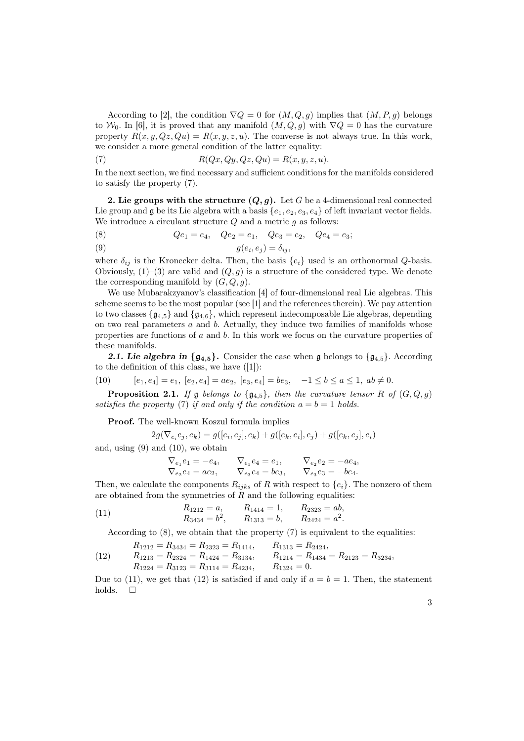According to [2], the condition $\nabla Q = 0$ for $(M, Q, g)$ implies that $(M, P, g)$ belongs to $\mathcal{W}_0$. In [6], it is proved that any manifold $(M, Q, g)$ with $\nabla Q = 0$ has the curvature property $R(x, y, Qz, Qu) = R(x, y, z, u)$. The converse is not always true. In this work, we consider a more general condition of the latter equality:

$$R(Qx, Qy, Qz, Qu) = R(x, y, z, u). \tag{7}$$

In the next section, we find necessary and sufficient conditions for the manifolds considered to satisfy the property (7).

**2. Lie groups with the structure $(Q, g)$.** Let $G$ be a 4-dimensional real connected Lie group and $\mathfrak{g}$ be its Lie algebra with a basis $\{e_1, e_2, e_3, e_4\}$ of left invariant vector fields. We introduce a circulant structure $Q$ and a metric $g$ as follows:

$$Qe_1 = e_4, \quad Qe_2 = e_1, \quad Qe_3 = e_2, \quad Qe_4 = e_3; \tag{8}$$

$$g(e_i, e_j) = \delta_{ij}, \tag{9}$$

where $\delta_{ij}$ is the Kronecker delta. Then, the basis $\{e_i\}$ used is an orthonormal $Q$-basis. Obviously, (1)–(3) are valid and $(Q, g)$ is a structure of the considered type. We denote the corresponding manifold by $(G, Q, g)$.

We use Mubarakzyanov's classification [4] of four-dimensional real Lie algebras. This scheme seems to be the most popular (see [1] and the references therein). We pay attention to two classes $\{\mathfrak{g}_{4,5}\}$ and $\{\mathfrak{g}_{4,6}\}$, which represent indecomposable Lie algebras, depending on two real parameters $a$ and $b$. Actually, they induce two families of manifolds whose properties are functions of $a$ and $b$. In this work we focus on the curvature properties of these manifolds.

***2.1. Lie algebra in $\{\mathfrak{g}_{4,5}\}$.*** Consider the case when $\mathfrak{g}$ belongs to $\{\mathfrak{g}_{4,5}\}$. According to the definition of this class, we have ([1]):

$$[e_1, e_4] = e_1, \ [e_2, e_4] = ae_2, \ [e_3, e_4] = be_3, \quad -1 \le b \le a \le 1, \ ab \neq 0. \tag{10}$$

**Proposition 2.1.** *If $\mathfrak{g}$ belongs to $\{\mathfrak{g}_{4,5}\}$, then the curvature tensor $R$ of $(G, Q, g)$ satisfies the property (7) if and only if the condition $a = b = 1$ holds.*

**Proof.** The well-known Koszul formula implies

$$2g(\nabla_{e_i} e_j, e_k) = g([e_i, e_j], e_k) + g([e_k, e_i], e_j) + g([e_k, e_j], e_i)$$

and, using (9) and (10), we obtain

$$\begin{array}{lll} \nabla_{e_1} e_1 = -e_4, & \nabla_{e_1} e_4 = e_1, & \nabla_{e_2} e_2 = -ae_4, \\ \nabla_{e_2} e_4 = ae_2, & \nabla_{e_3} e_4 = be_3, & \nabla_{e_3} e_3 = -be_4. \end{array}$$

Then, we calculate the components $R_{ijks}$ of $R$ with respect to $\{e_i\}$. The nonzero of them are obtained from the symmetries of $R$ and the following equalities:

$$\begin{array}{lll} R_{1212} = a, & R_{1414} = 1, & R_{2323} = ab, \\ R_{3434} = b^2, & R_{1313} = b, & R_{2424} = a^2. \end{array} \tag{11}$$

According to (8), we obtain that the property (7) is equivalent to the equalities:

$$\begin{array}{ll} R_{1212} = R_{3434} = R_{2323} = R_{1414}, & R_{1313} = R_{2424}, \\ R_{1213} = R_{2324} = R_{1424} = R_{3134}, & R_{1214} = R_{1434} = R_{2123} = R_{3234}, \\ R_{1224} = R_{3123} = R_{3114} = R_{4234}, & R_{1324} = 0. \end{array} \tag{12}$$

Due to (11), we get that (12) is satisfied if and only if $a = b = 1$. Then, the statement holds. $\square$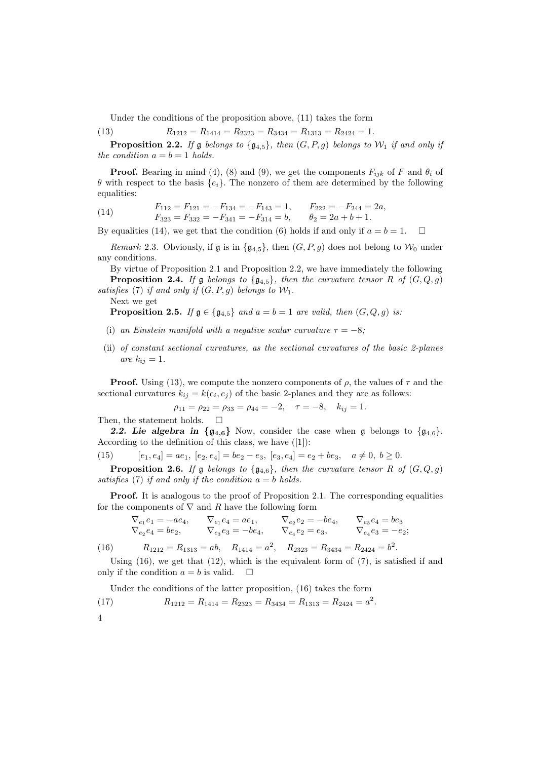Under the conditions of the proposition above, (11) takes the form

$$R_{1212} = R_{1414} = R_{2323} = R_{3434} = R_{1313} = R_{2424} = 1. \tag{13}$$

**Proposition 2.2.** *If $\mathfrak{g}$ belongs to $\{\mathfrak{g}_{4,5}\}$, then $(G, P, g)$ belongs to $\mathcal{W}_1$ if and only if the condition $a = b = 1$ holds.*

**Proof.** Bearing in mind (4), (8) and (9), we get the components $F_{ijk}$ of $F$ and $\theta_i$ of $\theta$ with respect to the basis $\{e_i\}$. The nonzero of them are determined by the following equalities:

$$\begin{array}{ll} F_{112} = F_{121} = -F_{134} = -F_{143} = 1, & F_{222} = -F_{244} = 2a, \\ F_{323} = F_{332} = -F_{341} = -F_{314} = b, & \theta_2 = 2a + b + 1. \end{array} \tag{14}$$

By equalities (14), we get that the condition (6) holds if and only if $a = b = 1$. □

*Remark* 2.3. Obviously, if $\mathfrak{g}$ is in $\{\mathfrak{g}_{4,5}\}$, then $(G, P, g)$ does not belong to $\mathcal{W}_0$ under any conditions.

By virtue of Proposition 2.1 and Proposition 2.2, we have immediately the following

**Proposition 2.4.** *If $\mathfrak{g}$ belongs to $\{\mathfrak{g}_{4,5}\}$, then the curvature tensor $R$ of $(G, Q, g)$ satisfies (7) if and only if $(G, P, g)$ belongs to $\mathcal{W}_1$.*

Next we get

**Proposition 2.5.** *If $\mathfrak{g} \in \{\mathfrak{g}_{4,5}\}$ and $a = b = 1$ are valid, then $(G, Q, g)$ is:*

(i) *an Einstein manifold with a negative scalar curvature $\tau = -8$;*

(ii) *of constant sectional curvatures, as the sectional curvatures of the basic 2-planes are $k_{ij} = 1$.*

**Proof.** Using (13), we compute the nonzero components of $\rho$, the values of $\tau$ and the sectional curvatures $k_{ij} = k(e_i, e_j)$ of the basic 2-planes and they are as follows:

$$\rho_{11} = \rho_{22} = \rho_{33} = \rho_{44} = -2, \quad \tau = -8, \quad k_{ij} = 1.$$

Then, the statement holds. □

***2.2. Lie algebra in $\{\mathfrak{g}_{4,6}\}$*** Now, consider the case when $\mathfrak{g}$ belongs to $\{\mathfrak{g}_{4,6}\}$. According to the definition of this class, we have ([1]):

$$[e_1, e_4] = ae_1, \ [e_2, e_4] = be_2 - e_3, \ [e_3, e_4] = e_2 + be_3, \quad a \neq 0, \ b \geq 0. \tag{15}$$

**Proposition 2.6.** *If $\mathfrak{g}$ belongs to $\{\mathfrak{g}_{4,6}\}$, then the curvature tensor $R$ of $(G, Q, g)$ satisfies (7) if and only if the condition $a = b$ holds.*

**Proof.** It is analogous to the proof of Proposition 2.1. The corresponding equalities for the components of $\nabla$ and $R$ have the following form

$$\begin{array}{llll} \nabla_{e_1} e_1 = -ae_4, & \nabla_{e_1} e_4 = ae_1, & \nabla_{e_2} e_2 = -be_4, & \nabla_{e_3} e_4 = be_3 \\ \nabla_{e_2} e_4 = be_2, & \nabla_{e_3} e_3 = -be_4, & \nabla_{e_4} e_2 = e_3, & \nabla_{e_4} e_3 = -e_2; \end{array}$$

$$R_{1212} = R_{1313} = ab, \quad R_{1414} = a^2, \quad R_{2323} = R_{3434} = R_{2424} = b^2. \tag{16}$$

Using (16), we get that (12), which is the equivalent form of (7), is satisfied if and only if the condition $a = b$ is valid. □

Under the conditions of the latter proposition, (16) takes the form

$$R_{1212} = R_{1414} = R_{2323} = R_{3434} = R_{1313} = R_{2424} = a^2. \tag{17}$$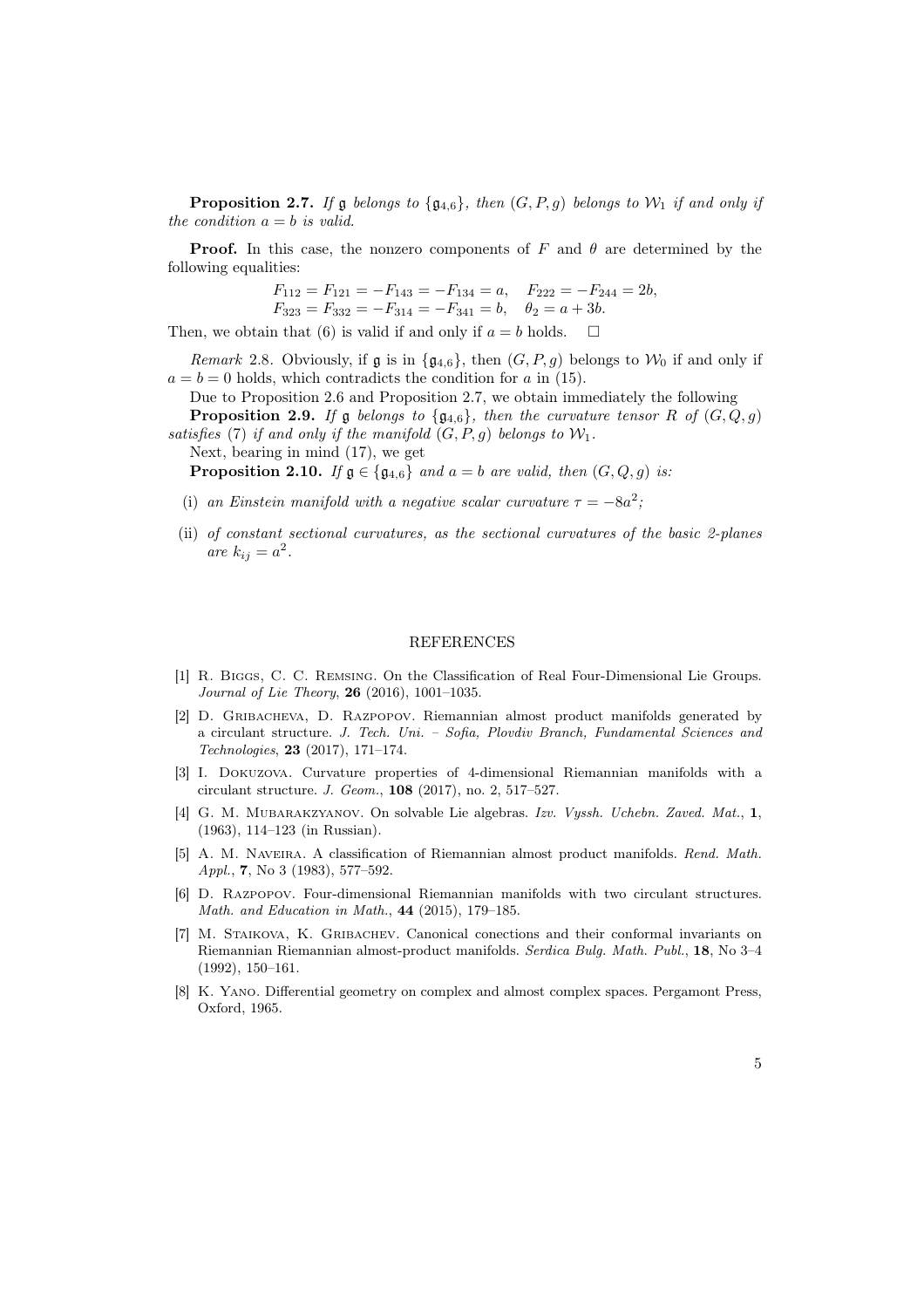**Proposition 2.7.** *If $\mathfrak{g}$ belongs to $\{\mathfrak{g}_{4,6}\}$, then $(G, P, g)$ belongs to $\mathcal{W}_1$ if and only if the condition $a = b$ is valid.*

**Proof.** In this case, the nonzero components of $F$ and $\theta$ are determined by the following equalities:

$$
\begin{array}{ll}
F_{112} = F_{121} = -F_{143} = -F_{134} = a, & F_{222} = -F_{244} = 2b, \\
F_{323} = F_{332} = -F_{314} = -F_{341} = b, & \theta_2 = a + 3b.
\end{array}
$$

Then, we obtain that (6) is valid if and only if $a = b$ holds. $\square$

*Remark* 2.8. Obviously, if $\mathfrak{g}$ is in $\{\mathfrak{g}_{4,6}\}$, then $(G, P, g)$ belongs to $\mathcal{W}_0$ if and only if $a = b = 0$ holds, which contradicts the condition for $a$ in (15).

Due to Proposition 2.6 and Proposition 2.7, we obtain immediately the following

**Proposition 2.9.** *If $\mathfrak{g}$ belongs to $\{\mathfrak{g}_{4,6}\}$, then the curvature tensor $R$ of $(G, Q, g)$ satisfies* (7) *if and only if the manifold $(G, P, g)$ belongs to $\mathcal{W}_1$.*

Next, bearing in mind (17), we get

**Proposition 2.10.** *If $\mathfrak{g} \in \{\mathfrak{g}_{4,6}\}$ and $a = b$ are valid, then $(G, Q, g)$ is:*

(i) *an Einstein manifold with a negative scalar curvature $\tau = -8a^2$;*

(ii) *of constant sectional curvatures, as the sectional curvatures of the basic 2-planes are $k_{ij} = a^2$.*

## REFERENCES

[1] R. Biggs, C. C. Remsing. On the Classification of Real Four-Dimensional Lie Groups. *Journal of Lie Theory*, **26** (2016), 1001–1035.

[2] D. Gribacheva, D. Razpopov. Riemannian almost product manifolds generated by a circulant structure. *J. Tech. Uni. – Sofia, Plovdiv Branch, Fundamental Sciences and Technologies*, **23** (2017), 171–174.

[3] I. Dokuzova. Curvature properties of 4-dimensional Riemannian manifolds with a circulant structure. *J. Geom.*, **108** (2017), no. 2, 517–527.

[4] G. M. Mubarakzyanov. On solvable Lie algebras. *Izv. Vyssh. Uchebn. Zaved. Mat.*, **1**, (1963), 114–123 (in Russian).

[5] A. M. Naveira. A classification of Riemannian almost product manifolds. *Rend. Math. Appl.*, **7**, No 3 (1983), 577–592.

[6] D. Razpopov. Four-dimensional Riemannian manifolds with two circulant structures. *Math. and Education in Math.*, **44** (2015), 179–185.

[7] M. Staikova, K. Gribachev. Canonical conections and their conformal invariants on Riemannian Riemannian almost-product manifolds. *Serdica Bulg. Math. Publ.*, **18**, No 3–4 (1992), 150–161.

[8] K. Yano. Differential geometry on complex and almost complex spaces. Pergamont Press, Oxford, 1965.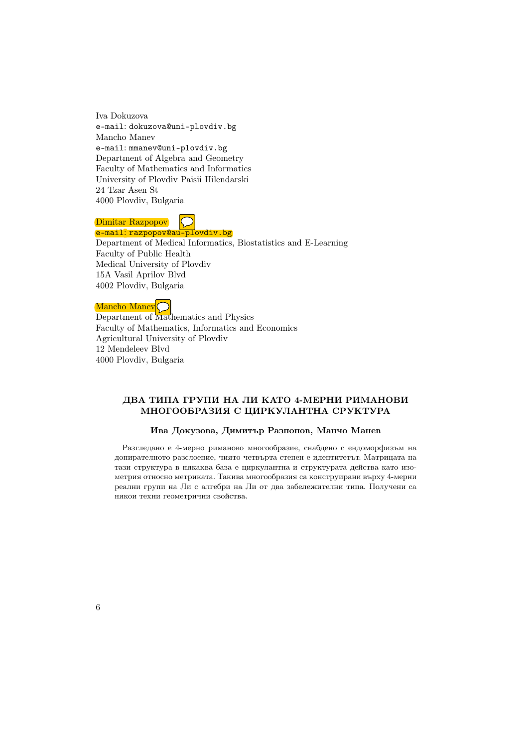Iva Dokuzova
e-mail: dokuzova@uni-plovdiv.bg
Mancho Manev
e-mail: mmanev@uni-plovdiv.bg
Department of Algebra and Geometry
Faculty of Mathematics and Informatics
University of Plovdiv Paisii Hilendarski
24 Tzar Asen St
4000 Plovdiv, Bulgaria

Dimitar Razpopov
e-mail: razpopov@au-plovdiv.bg
Department of Medical Informatics, Biostatistics and E-Learning
Faculty of Public Health
Medical University of Plovdiv
15A Vasil Aprilov Blvd
4002 Plovdiv, Bulgaria

Mancho Manev
Department of Mathematics and Physics
Faculty of Mathematics, Informatics and Economics
Agricultural University of Plovdiv
12 Mendeleev Blvd
4000 Plovdiv, Bulgaria

## ДВА ТИПА ГРУПИ НА ЛИ КАТО 4-МЕРНИ РИМАНОВИ МНОГООБРАЗИЯ С ЦИРКУЛАНТНА СРУКТУРА

**Ива Докузова, Димитър Разпопов, Манчо Манев**

Разгледано е 4-мерно риманово многообразие, снабдено с ендоморфизъм на допирателното разслоение, чиято четвърта степен е идентитетът. Матрицата на тази структура в някаква база е циркулантна и структурата действа като изометрия относно метриката. Такива многообразия са конструирани върху 4-мерни реални групи на Ли с алгебри на Ли от два забележителни типа. Получени са някои техни геометрични свойства.